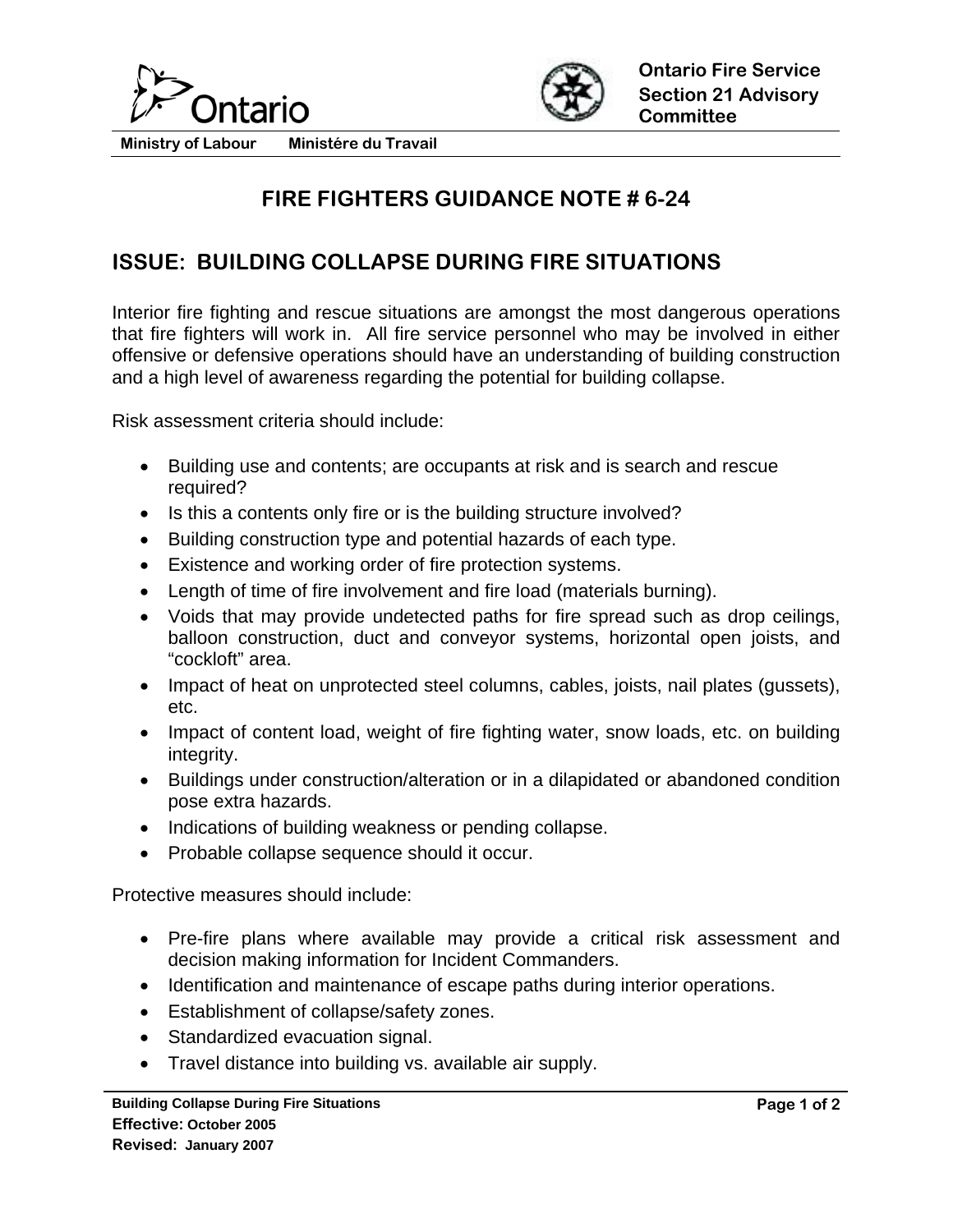Ontario

Ministry of Labour    Ministére du Travail

**Ontario Fire Service Section 21 Advisory Committee**

# FIRE FIGHTERS GUIDANCE NOTE # 6-24

## ISSUE: BUILDING COLLAPSE DURING FIRE SITUATIONS

Interior fire fighting and rescue situations are amongst the most dangerous operations that fire fighters will work in. All fire service personnel who may be involved in either offensive or defensive operations should have an understanding of building construction and a high level of awareness regarding the potential for building collapse.

Risk assessment criteria should include:

- Building use and contents; are occupants at risk and is search and rescue required?
- Is this a contents only fire or is the building structure involved?
- Building construction type and potential hazards of each type.
- Existence and working order of fire protection systems.
- Length of time of fire involvement and fire load (materials burning).
- Voids that may provide undetected paths for fire spread such as drop ceilings, balloon construction, duct and conveyor systems, horizontal open joists, and "cockloft" area.
- Impact of heat on unprotected steel columns, cables, joists, nail plates (gussets), etc.
- Impact of content load, weight of fire fighting water, snow loads, etc. on building integrity.
- Buildings under construction/alteration or in a dilapidated or abandoned condition pose extra hazards.
- Indications of building weakness or pending collapse.
- Probable collapse sequence should it occur.

Protective measures should include:

- Pre-fire plans where available may provide a critical risk assessment and decision making information for Incident Commanders.
- Identification and maintenance of escape paths during interior operations.
- Establishment of collapse/safety zones.
- Standardized evacuation signal.
- Travel distance into building vs. available air supply.

**Building Collapse During Fire Situations**
**Effective:** October 2005
**Revised:** January 2007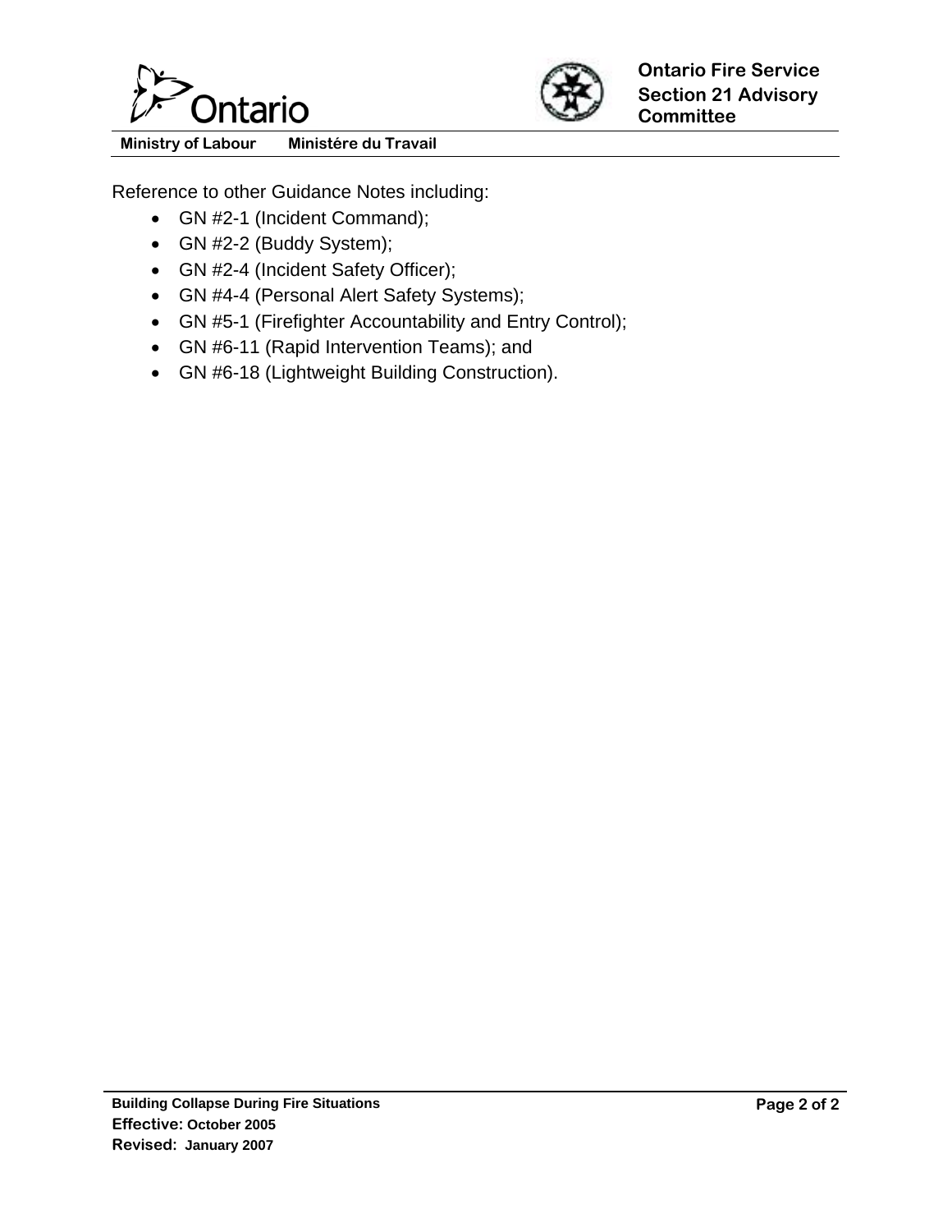Reference to other Guidance Notes including:

- GN #2-1 (Incident Command);
- GN #2-2 (Buddy System);
- GN #2-4 (Incident Safety Officer);
- GN #4-4 (Personal Alert Safety Systems);
- GN #5-1 (Firefighter Accountability and Entry Control);
- GN #6-11 (Rapid Intervention Teams); and
- GN #6-18 (Lightweight Building Construction).